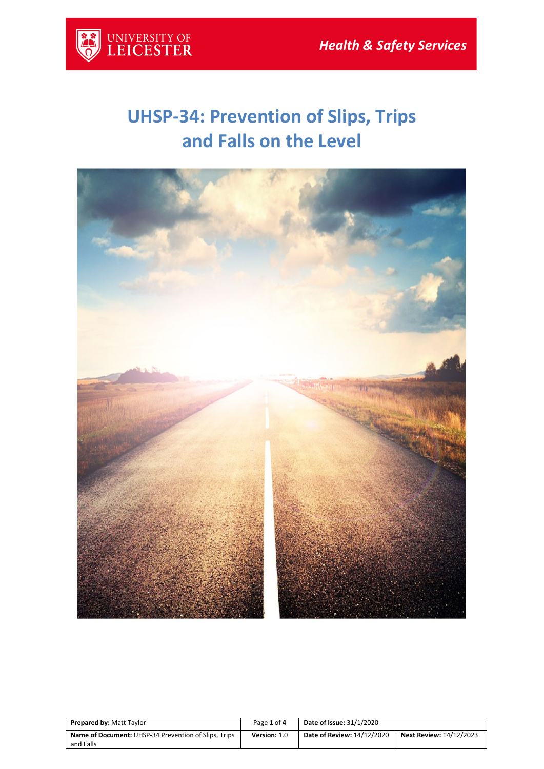# UHSP-34: Prevention of Slips, Trips and Falls on the Level

| Prepared by: Matt Taylor | Page 1 of 4 | Date of Issue: 31/1/2020 | |
|---|---|---|---|
| Name of Document: UHSP-34 Prevention of Slips, Trips and Falls | Version: 1.0 | Date of Review: 14/12/2020 | Next Review: 14/12/2023 |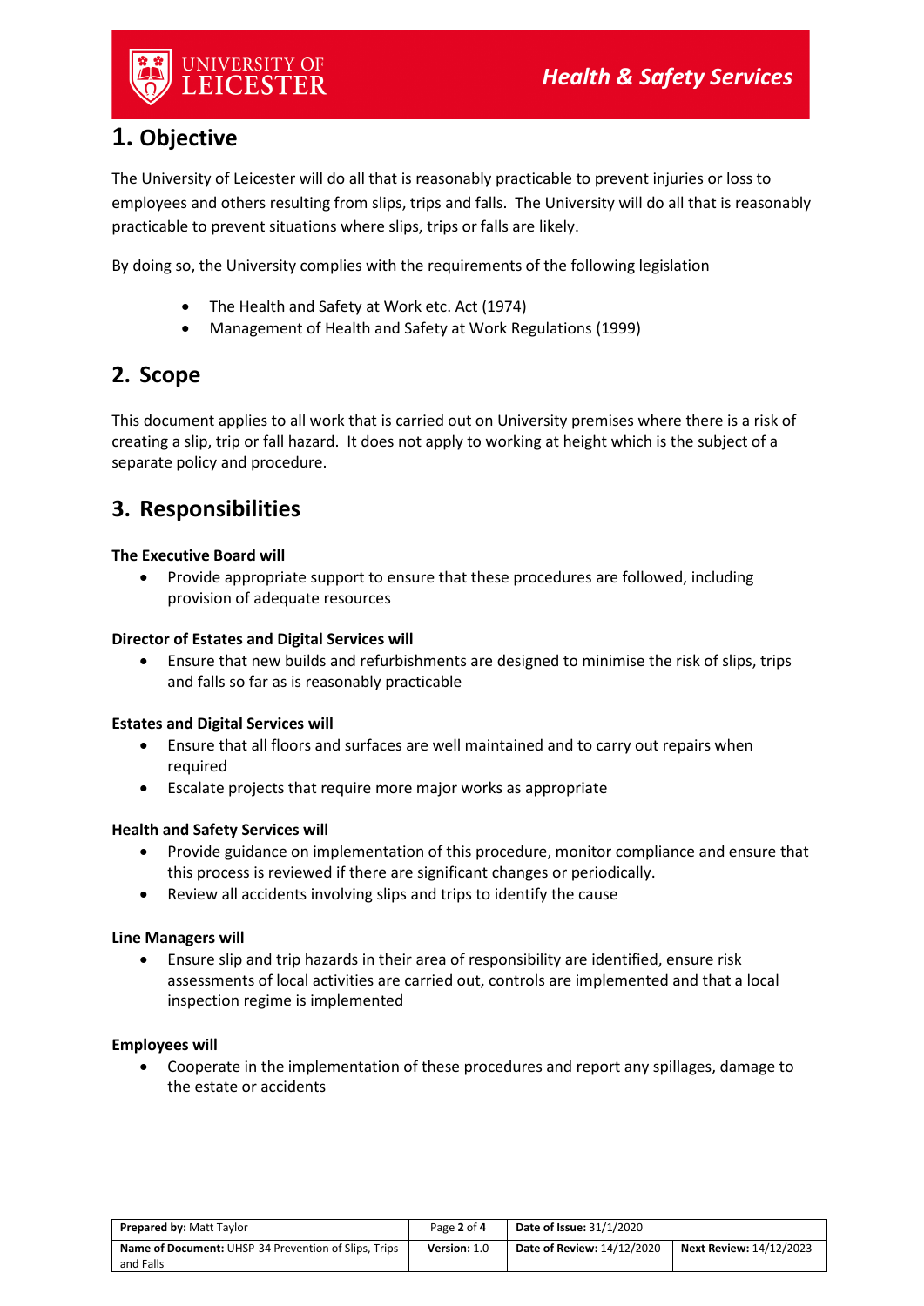## 1. Objective

The University of Leicester will do all that is reasonably practicable to prevent injuries or loss to employees and others resulting from slips, trips and falls. The University will do all that is reasonably practicable to prevent situations where slips, trips or falls are likely.

By doing so, the University complies with the requirements of the following legislation

- The Health and Safety at Work etc. Act (1974)
- Management of Health and Safety at Work Regulations (1999)

## 2. Scope

This document applies to all work that is carried out on University premises where there is a risk of creating a slip, trip or fall hazard. It does not apply to working at height which is the subject of a separate policy and procedure.

## 3. Responsibilities

**The Executive Board will**

- Provide appropriate support to ensure that these procedures are followed, including provision of adequate resources

**Director of Estates and Digital Services will**

- Ensure that new builds and refurbishments are designed to minimise the risk of slips, trips and falls so far as is reasonably practicable

**Estates and Digital Services will**

- Ensure that all floors and surfaces are well maintained and to carry out repairs when required
- Escalate projects that require more major works as appropriate

**Health and Safety Services will**

- Provide guidance on implementation of this procedure, monitor compliance and ensure that this process is reviewed if there are significant changes or periodically.
- Review all accidents involving slips and trips to identify the cause

**Line Managers will**

- Ensure slip and trip hazards in their area of responsibility are identified, ensure risk assessments of local activities are carried out, controls are implemented and that a local inspection regime is implemented

**Employees will**

- Cooperate in the implementation of these procedures and report any spillages, damage to the estate or accidents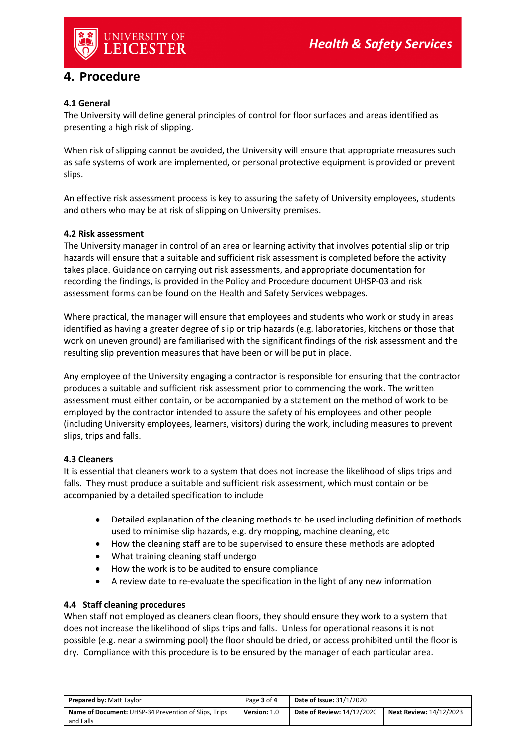# 4. Procedure

### 4.1 General

The University will define general principles of control for floor surfaces and areas identified as presenting a high risk of slipping.

When risk of slipping cannot be avoided, the University will ensure that appropriate measures such as safe systems of work are implemented, or personal protective equipment is provided or prevent slips.

An effective risk assessment process is key to assuring the safety of University employees, students and others who may be at risk of slipping on University premises.

### 4.2 Risk assessment

The University manager in control of an area or learning activity that involves potential slip or trip hazards will ensure that a suitable and sufficient risk assessment is completed before the activity takes place. Guidance on carrying out risk assessments, and appropriate documentation for recording the findings, is provided in the Policy and Procedure document UHSP-03 and risk assessment forms can be found on the Health and Safety Services webpages.

Where practical, the manager will ensure that employees and students who work or study in areas identified as having a greater degree of slip or trip hazards (e.g. laboratories, kitchens or those that work on uneven ground) are familiarised with the significant findings of the risk assessment and the resulting slip prevention measures that have been or will be put in place.

Any employee of the University engaging a contractor is responsible for ensuring that the contractor produces a suitable and sufficient risk assessment prior to commencing the work. The written assessment must either contain, or be accompanied by a statement on the method of work to be employed by the contractor intended to assure the safety of his employees and other people (including University employees, learners, visitors) during the work, including measures to prevent slips, trips and falls.

### 4.3 Cleaners

It is essential that cleaners work to a system that does not increase the likelihood of slips trips and falls. They must produce a suitable and sufficient risk assessment, which must contain or be accompanied by a detailed specification to include

- Detailed explanation of the cleaning methods to be used including definition of methods used to minimise slip hazards, e.g. dry mopping, machine cleaning, etc
- How the cleaning staff are to be supervised to ensure these methods are adopted
- What training cleaning staff undergo
- How the work is to be audited to ensure compliance
- A review date to re-evaluate the specification in the light of any new information

### 4.4 Staff cleaning procedures

When staff not employed as cleaners clean floors, they should ensure they work to a system that does not increase the likelihood of slips trips and falls. Unless for operational reasons it is not possible (e.g. near a swimming pool) the floor should be dried, or access prohibited until the floor is dry. Compliance with this procedure is to be ensured by the manager of each particular area.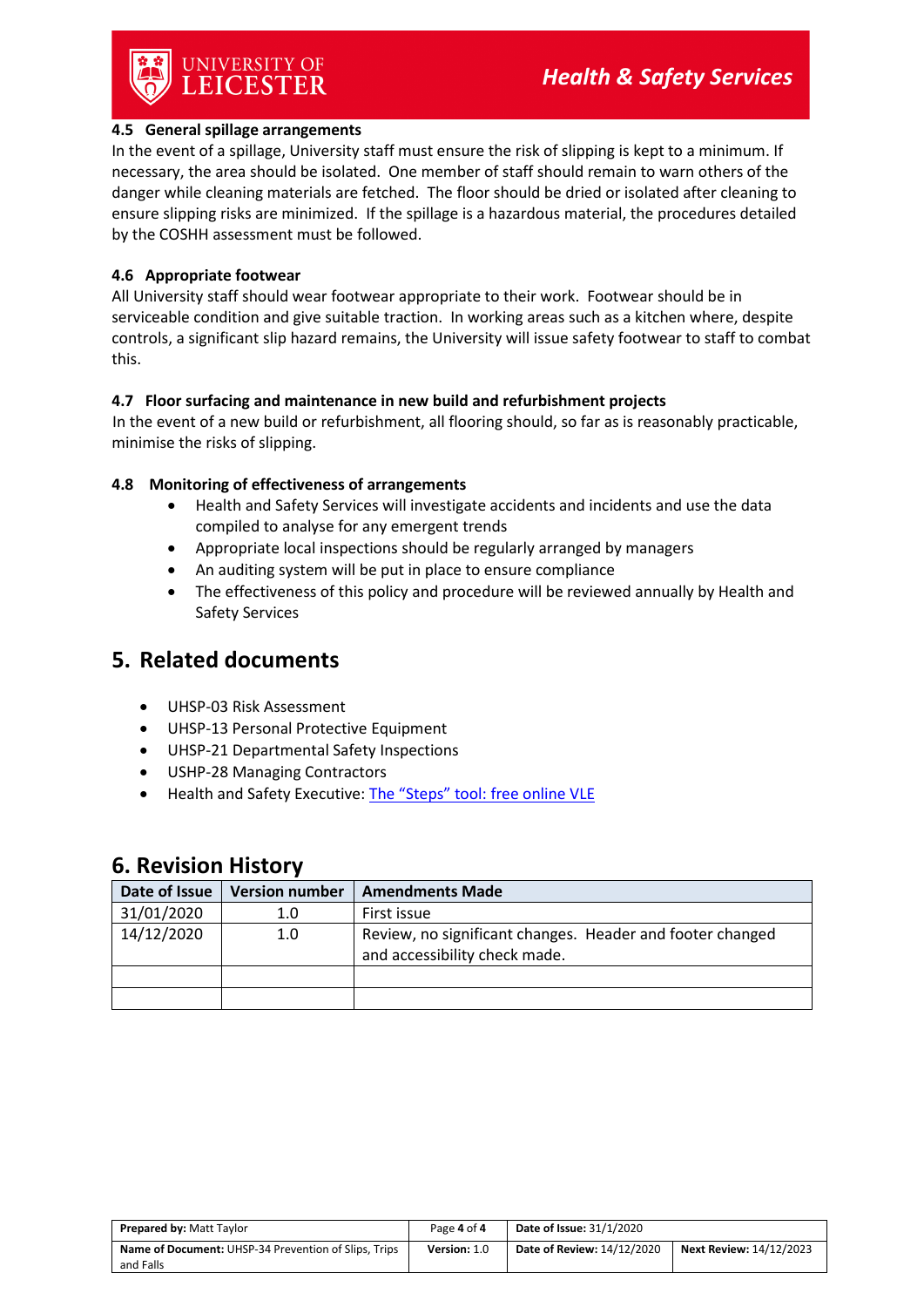### 4.5 General spillage arrangements

In the event of a spillage, University staff must ensure the risk of slipping is kept to a minimum. If necessary, the area should be isolated. One member of staff should remain to warn others of the danger while cleaning materials are fetched. The floor should be dried or isolated after cleaning to ensure slipping risks are minimized. If the spillage is a hazardous material, the procedures detailed by the COSHH assessment must be followed.

### 4.6 Appropriate footwear

All University staff should wear footwear appropriate to their work. Footwear should be in serviceable condition and give suitable traction. In working areas such as a kitchen where, despite controls, a significant slip hazard remains, the University will issue safety footwear to staff to combat this.

### 4.7 Floor surfacing and maintenance in new build and refurbishment projects

In the event of a new build or refurbishment, all flooring should, so far as is reasonably practicable, minimise the risks of slipping.

### 4.8 Monitoring of effectiveness of arrangements

- Health and Safety Services will investigate accidents and incidents and use the data compiled to analyse for any emergent trends
- Appropriate local inspections should be regularly arranged by managers
- An auditing system will be put in place to ensure compliance
- The effectiveness of this policy and procedure will be reviewed annually by Health and Safety Services

## 5. Related documents

- UHSP-03 Risk Assessment
- UHSP-13 Personal Protective Equipment
- UHSP-21 Departmental Safety Inspections
- USHP-28 Managing Contractors
- Health and Safety Executive: The "Steps" tool: free online VLE

## 6. Revision History

| Date of Issue | Version number | Amendments Made |
|---|---|---|
| 31/01/2020 | 1.0 | First issue |
| 14/12/2020 | 1.0 | Review, no significant changes. Header and footer changed and accessibility check made. |
| | | |
| | | |